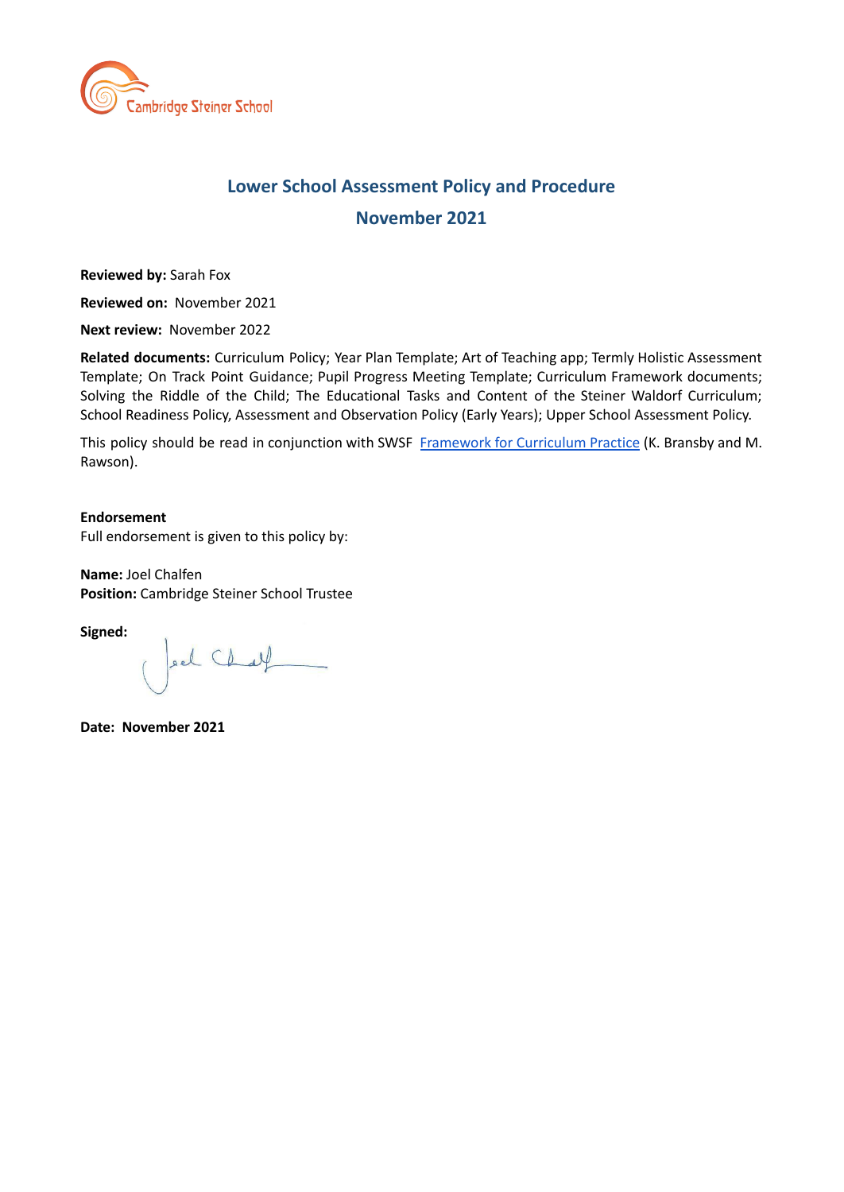# Lower School Assessment Policy and Procedure

## November 2021

**Reviewed by:** Sarah Fox

**Reviewed on:** November 2021

**Next review:** November 2022

**Related documents:** Curriculum Policy; Year Plan Template; Art of Teaching app; Termly Holistic Assessment Template; On Track Point Guidance; Pupil Progress Meeting Template; Curriculum Framework documents; Solving the Riddle of the Child; The Educational Tasks and Content of the Steiner Waldorf Curriculum; School Readiness Policy, Assessment and Observation Policy (Early Years); Upper School Assessment Policy.

This policy should be read in conjunction with SWSF [Framework for Curriculum Practice](Framework for Curriculum Practice) (K. Bransby and M. Rawson).

**Endorsement**

Full endorsement is given to this policy by:

**Name:** Joel Chalfen
**Position:** Cambridge Steiner School Trustee

**Signed:**

**Date: November 2021**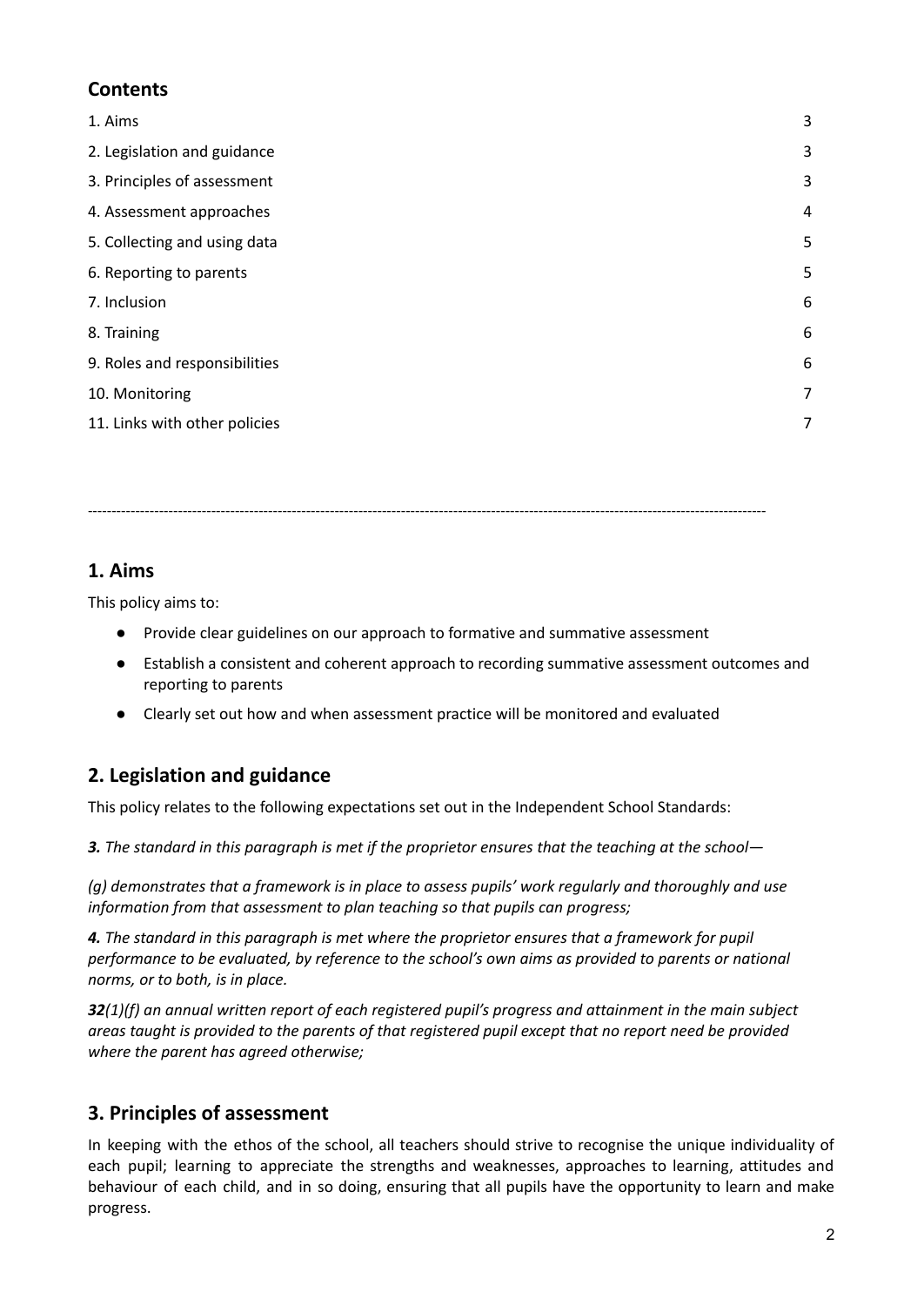## Contents

| | |
|---|---|
| 1. Aims | 3 |
| 2. Legislation and guidance | 3 |
| 3. Principles of assessment | 3 |
| 4. Assessment approaches | 4 |
| 5. Collecting and using data | 5 |
| 6. Reporting to parents | 5 |
| 7. Inclusion | 6 |
| 8. Training | 6 |
| 9. Roles and responsibilities | 6 |
| 10. Monitoring | 7 |
| 11. Links with other policies | 7 |

---

## 1. Aims

This policy aims to:

- Provide clear guidelines on our approach to formative and summative assessment
- Establish a consistent and coherent approach to recording summative assessment outcomes and reporting to parents
- Clearly set out how and when assessment practice will be monitored and evaluated

## 2. Legislation and guidance

This policy relates to the following expectations set out in the Independent School Standards:

***3.*** *The standard in this paragraph is met if the proprietor ensures that the teaching at the school—*

*(g) demonstrates that a framework is in place to assess pupils' work regularly and thoroughly and use information from that assessment to plan teaching so that pupils can progress;*

***4.*** *The standard in this paragraph is met where the proprietor ensures that a framework for pupil performance to be evaluated, by reference to the school's own aims as provided to parents or national norms, or to both, is in place.*

***32****(1)(f) an annual written report of each registered pupil's progress and attainment in the main subject areas taught is provided to the parents of that registered pupil except that no report need be provided where the parent has agreed otherwise;*

## 3. Principles of assessment

In keeping with the ethos of the school, all teachers should strive to recognise the unique individuality of each pupil; learning to appreciate the strengths and weaknesses, approaches to learning, attitudes and behaviour of each child, and in so doing, ensuring that all pupils have the opportunity to learn and make progress.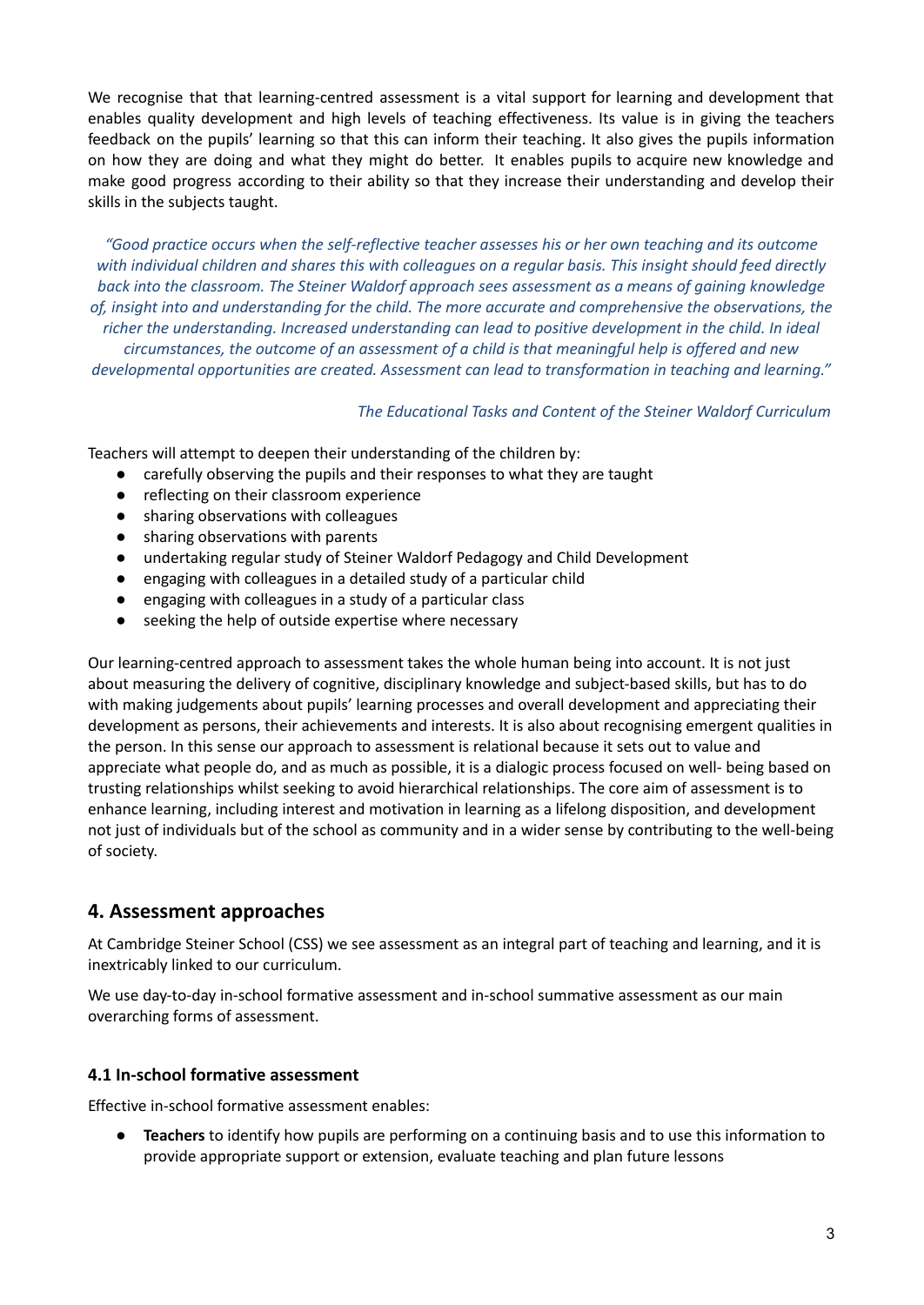We recognise that that learning-centred assessment is a vital support for learning and development that enables quality development and high levels of teaching effectiveness. Its value is in giving the teachers feedback on the pupils' learning so that this can inform their teaching. It also gives the pupils information on how they are doing and what they might do better. It enables pupils to acquire new knowledge and make good progress according to their ability so that they increase their understanding and develop their skills in the subjects taught.

*"Good practice occurs when the self-reflective teacher assesses his or her own teaching and its outcome with individual children and shares this with colleagues on a regular basis. This insight should feed directly back into the classroom. The Steiner Waldorf approach sees assessment as a means of gaining knowledge of, insight into and understanding for the child. The more accurate and comprehensive the observations, the richer the understanding. Increased understanding can lead to positive development in the child. In ideal circumstances, the outcome of an assessment of a child is that meaningful help is offered and new developmental opportunities are created. Assessment can lead to transformation in teaching and learning."*

*The Educational Tasks and Content of the Steiner Waldorf Curriculum*

Teachers will attempt to deepen their understanding of the children by:

- carefully observing the pupils and their responses to what they are taught
- reflecting on their classroom experience
- sharing observations with colleagues
- sharing observations with parents
- undertaking regular study of Steiner Waldorf Pedagogy and Child Development
- engaging with colleagues in a detailed study of a particular child
- engaging with colleagues in a study of a particular class
- seeking the help of outside expertise where necessary

Our learning-centred approach to assessment takes the whole human being into account. It is not just about measuring the delivery of cognitive, disciplinary knowledge and subject-based skills, but has to do with making judgements about pupils' learning processes and overall development and appreciating their development as persons, their achievements and interests. It is also about recognising emergent qualities in the person. In this sense our approach to assessment is relational because it sets out to value and appreciate what people do, and as much as possible, it is a dialogic process focused on well- being based on trusting relationships whilst seeking to avoid hierarchical relationships. The core aim of assessment is to enhance learning, including interest and motivation in learning as a lifelong disposition, and development not just of individuals but of the school as community and in a wider sense by contributing to the well-being of society.

## 4. Assessment approaches

At Cambridge Steiner School (CSS) we see assessment as an integral part of teaching and learning, and it is inextricably linked to our curriculum.

We use day-to-day in-school formative assessment and in-school summative assessment as our main overarching forms of assessment.

### 4.1 In-school formative assessment

Effective in-school formative assessment enables:

- **Teachers** to identify how pupils are performing on a continuing basis and to use this information to provide appropriate support or extension, evaluate teaching and plan future lessons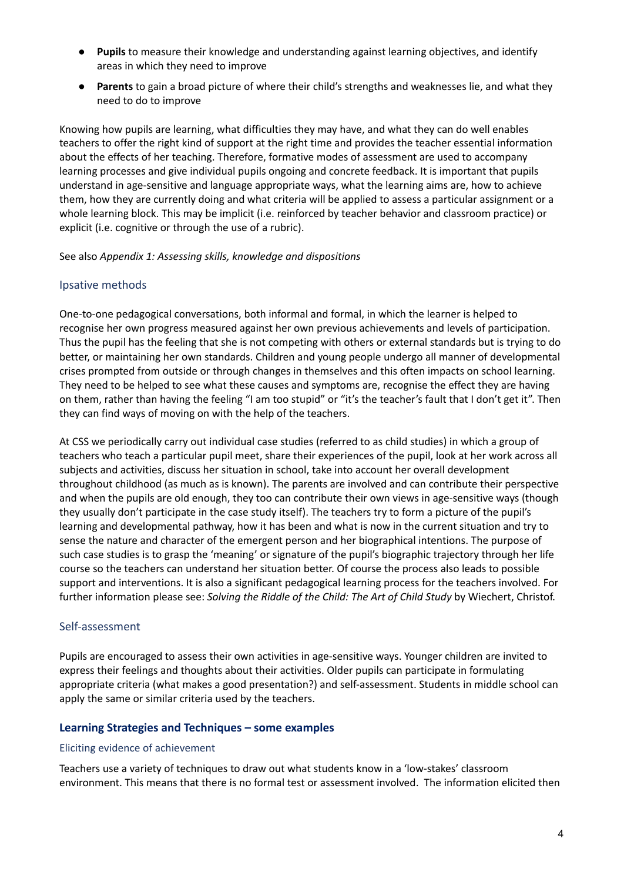- **Pupils** to measure their knowledge and understanding against learning objectives, and identify areas in which they need to improve
- **Parents** to gain a broad picture of where their child's strengths and weaknesses lie, and what they need to do to improve

Knowing how pupils are learning, what difficulties they may have, and what they can do well enables teachers to offer the right kind of support at the right time and provides the teacher essential information about the effects of her teaching. Therefore, formative modes of assessment are used to accompany learning processes and give individual pupils ongoing and concrete feedback. It is important that pupils understand in age-sensitive and language appropriate ways, what the learning aims are, how to achieve them, how they are currently doing and what criteria will be applied to assess a particular assignment or a whole learning block. This may be implicit (i.e. reinforced by teacher behavior and classroom practice) or explicit (i.e. cognitive or through the use of a rubric).

See also *Appendix 1: Assessing skills, knowledge and dispositions*

### Ipsative methods

One-to-one pedagogical conversations, both informal and formal, in which the learner is helped to recognise her own progress measured against her own previous achievements and levels of participation. Thus the pupil has the feeling that she is not competing with others or external standards but is trying to do better, or maintaining her own standards. Children and young people undergo all manner of developmental crises prompted from outside or through changes in themselves and this often impacts on school learning. They need to be helped to see what these causes and symptoms are, recognise the effect they are having on them, rather than having the feeling "I am too stupid" or "it's the teacher's fault that I don't get it". Then they can find ways of moving on with the help of the teachers.

At CSS we periodically carry out individual case studies (referred to as child studies) in which a group of teachers who teach a particular pupil meet, share their experiences of the pupil, look at her work across all subjects and activities, discuss her situation in school, take into account her overall development throughout childhood (as much as is known). The parents are involved and can contribute their perspective and when the pupils are old enough, they too can contribute their own views in age-sensitive ways (though they usually don't participate in the case study itself). The teachers try to form a picture of the pupil's learning and developmental pathway, how it has been and what is now in the current situation and try to sense the nature and character of the emergent person and her biographical intentions. The purpose of such case studies is to grasp the 'meaning' or signature of the pupil's biographic trajectory through her life course so the teachers can understand her situation better. Of course the process also leads to possible support and interventions. It is also a significant pedagogical learning process for the teachers involved. For further information please see: *Solving the Riddle of the Child: The Art of Child Study* by Wiechert, Christof.

### Self-assessment

Pupils are encouraged to assess their own activities in age-sensitive ways. Younger children are invited to express their feelings and thoughts about their activities. Older pupils can participate in formulating appropriate criteria (what makes a good presentation?) and self-assessment. Students in middle school can apply the same or similar criteria used by the teachers.

## Learning Strategies and Techniques – some examples

### Eliciting evidence of achievement

Teachers use a variety of techniques to draw out what students know in a 'low-stakes' classroom environment. This means that there is no formal test or assessment involved. The information elicited then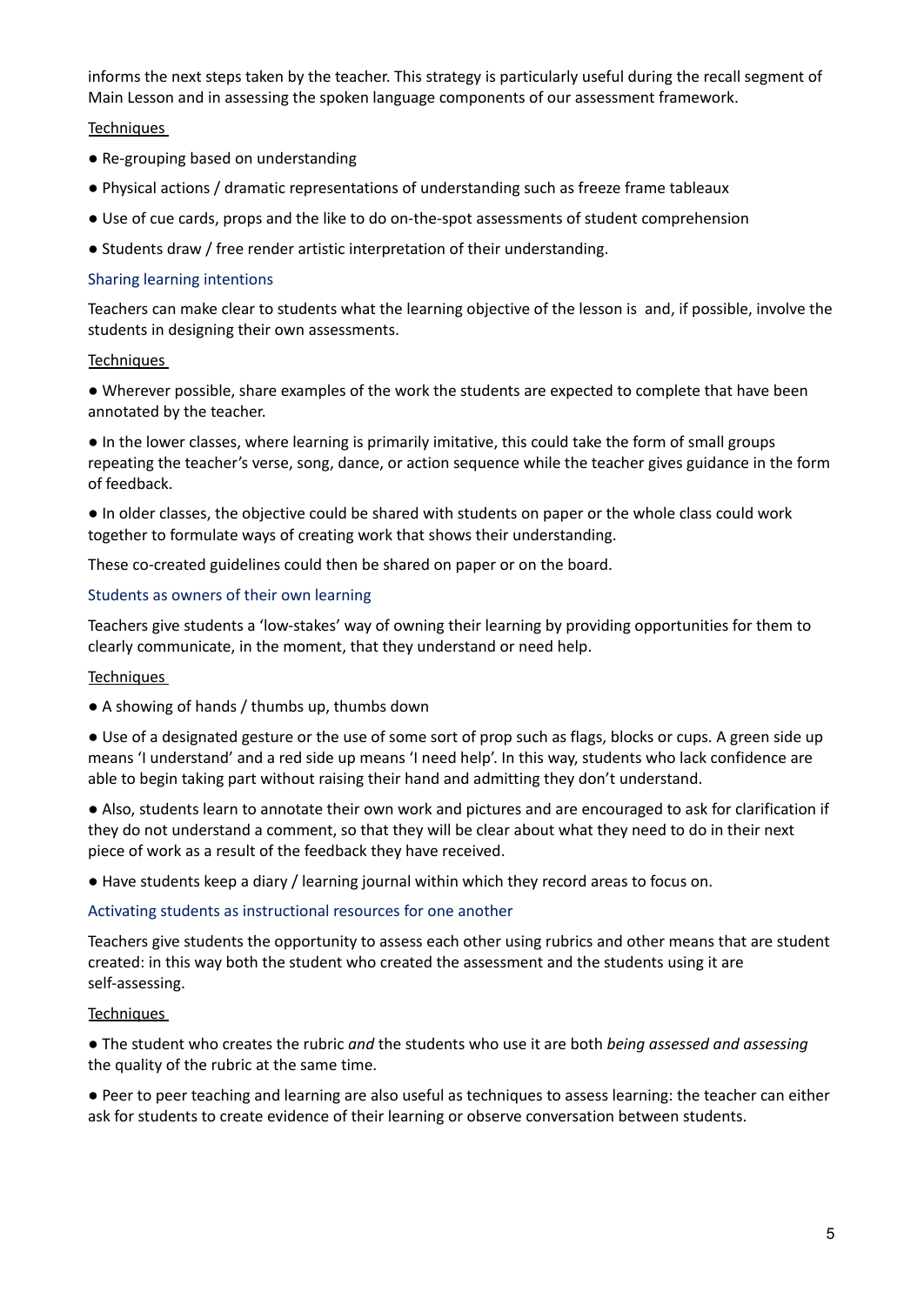informs the next steps taken by the teacher. This strategy is particularly useful during the recall segment of Main Lesson and in assessing the spoken language components of our assessment framework.

Techniques

- Re-grouping based on understanding
- Physical actions / dramatic representations of understanding such as freeze frame tableaux
- Use of cue cards, props and the like to do on-the-spot assessments of student comprehension
- Students draw / free render artistic interpretation of their understanding.

### Sharing learning intentions

Teachers can make clear to students what the learning objective of the lesson is and, if possible, involve the students in designing their own assessments.

Techniques

- Wherever possible, share examples of the work the students are expected to complete that have been annotated by the teacher.
- In the lower classes, where learning is primarily imitative, this could take the form of small groups repeating the teacher's verse, song, dance, or action sequence while the teacher gives guidance in the form of feedback.
- In older classes, the objective could be shared with students on paper or the whole class could work together to formulate ways of creating work that shows their understanding.

These co-created guidelines could then be shared on paper or on the board.

### Students as owners of their own learning

Teachers give students a 'low-stakes' way of owning their learning by providing opportunities for them to clearly communicate, in the moment, that they understand or need help.

Techniques

- A showing of hands / thumbs up, thumbs down
- Use of a designated gesture or the use of some sort of prop such as flags, blocks or cups. A green side up means 'I understand' and a red side up means 'I need help'. In this way, students who lack confidence are able to begin taking part without raising their hand and admitting they don't understand.
- Also, students learn to annotate their own work and pictures and are encouraged to ask for clarification if they do not understand a comment, so that they will be clear about what they need to do in their next piece of work as a result of the feedback they have received.
- Have students keep a diary / learning journal within which they record areas to focus on.

### Activating students as instructional resources for one another

Teachers give students the opportunity to assess each other using rubrics and other means that are student created: in this way both the student who created the assessment and the students using it are self-assessing.

Techniques

- The student who creates the rubric *and* the students who use it are both *being assessed and assessing* the quality of the rubric at the same time.
- Peer to peer teaching and learning are also useful as techniques to assess learning: the teacher can either ask for students to create evidence of their learning or observe conversation between students.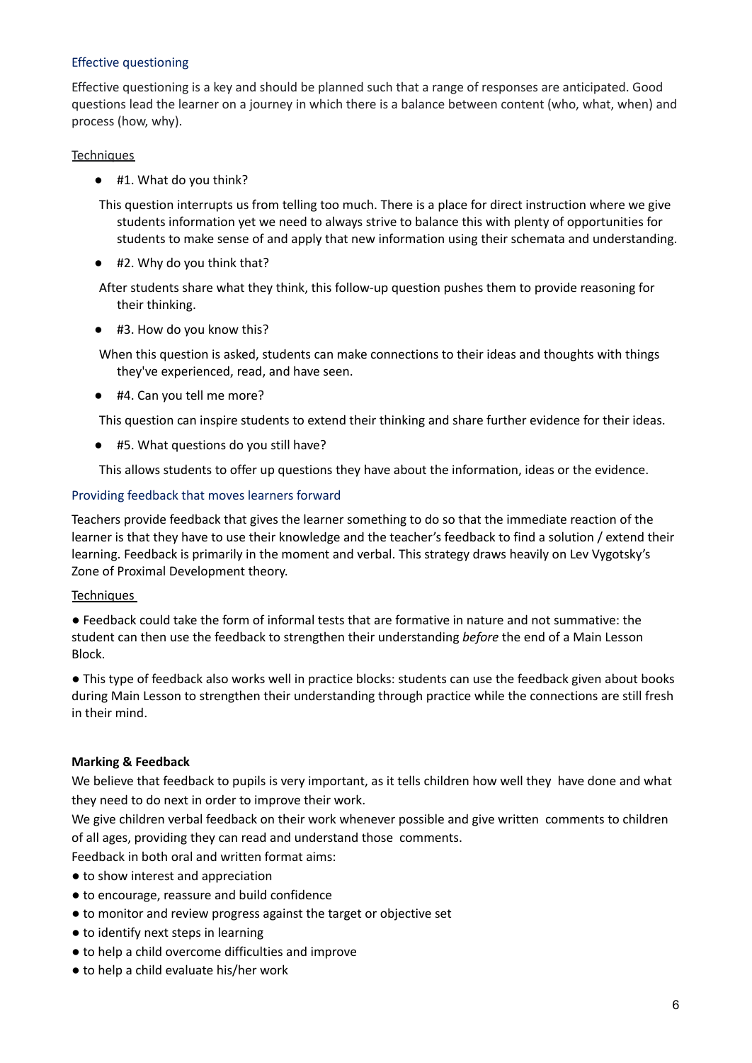### Effective questioning

Effective questioning is a key and should be planned such that a range of responses are anticipated. Good questions lead the learner on a journey in which there is a balance between content (who, what, when) and process (how, why).

Techniques

- #1. What do you think?

  This question interrupts us from telling too much. There is a place for direct instruction where we give students information yet we need to always strive to balance this with plenty of opportunities for students to make sense of and apply that new information using their schemata and understanding.

- #2. Why do you think that?

  After students share what they think, this follow-up question pushes them to provide reasoning for their thinking.

- #3. How do you know this?

  When this question is asked, students can make connections to their ideas and thoughts with things they've experienced, read, and have seen.

- #4. Can you tell me more?

  This question can inspire students to extend their thinking and share further evidence for their ideas.

- #5. What questions do you still have?

  This allows students to offer up questions they have about the information, ideas or the evidence.

### Providing feedback that moves learners forward

Teachers provide feedback that gives the learner something to do so that the immediate reaction of the learner is that they have to use their knowledge and the teacher's feedback to find a solution / extend their learning. Feedback is primarily in the moment and verbal. This strategy draws heavily on Lev Vygotsky's Zone of Proximal Development theory.

Techniques

- Feedback could take the form of informal tests that are formative in nature and not summative: the student can then use the feedback to strengthen their understanding *before* the end of a Main Lesson Block.

- This type of feedback also works well in practice blocks: students can use the feedback given about books during Main Lesson to strengthen their understanding through practice while the connections are still fresh in their mind.

**Marking & Feedback**

We believe that feedback to pupils is very important, as it tells children how well they have done and what they need to do next in order to improve their work.

We give children verbal feedback on their work whenever possible and give written comments to children of all ages, providing they can read and understand those comments.

Feedback in both oral and written format aims:

- to show interest and appreciation
- to encourage, reassure and build confidence
- to monitor and review progress against the target or objective set
- to identify next steps in learning
- to help a child overcome difficulties and improve
- to help a child evaluate his/her work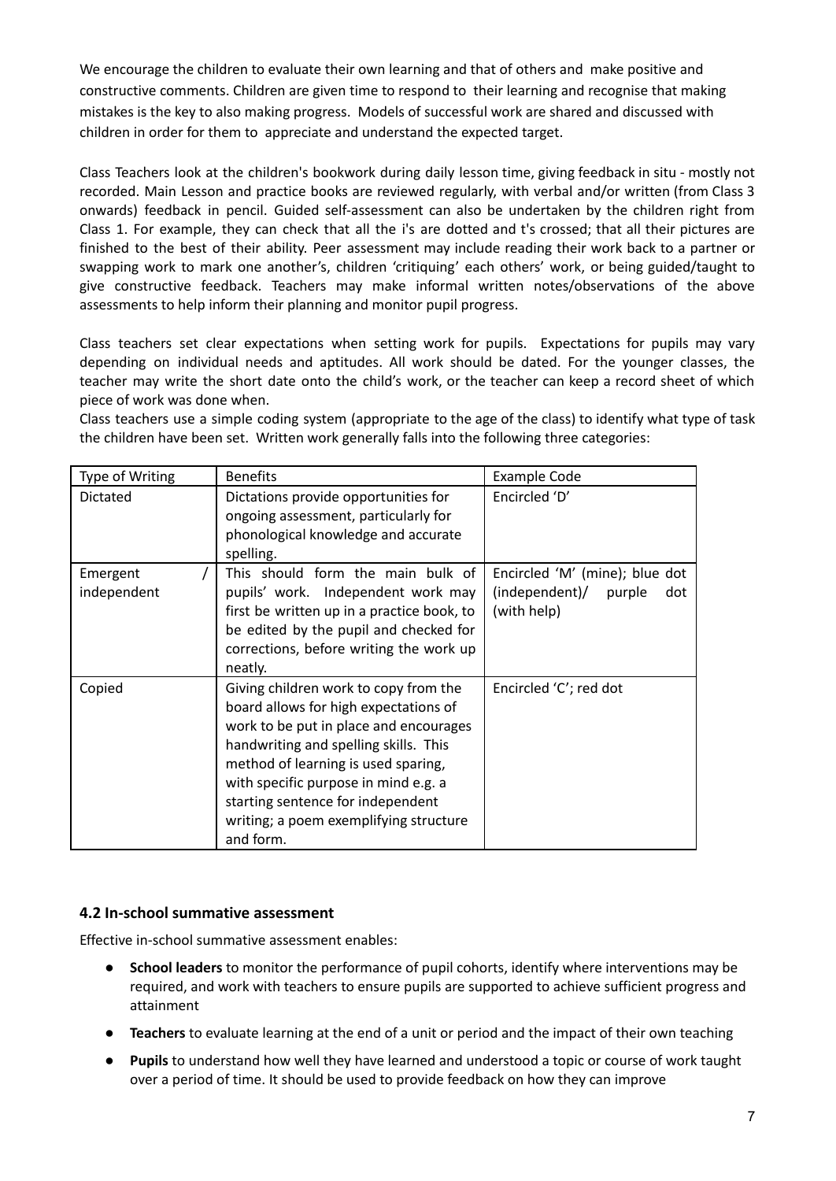We encourage the children to evaluate their own learning and that of others and make positive and constructive comments. Children are given time to respond to their learning and recognise that making mistakes is the key to also making progress. Models of successful work are shared and discussed with children in order for them to appreciate and understand the expected target.

Class Teachers look at the children's bookwork during daily lesson time, giving feedback in situ - mostly not recorded. Main Lesson and practice books are reviewed regularly, with verbal and/or written (from Class 3 onwards) feedback in pencil. Guided self-assessment can also be undertaken by the children right from Class 1. For example, they can check that all the i's are dotted and t's crossed; that all their pictures are finished to the best of their ability. Peer assessment may include reading their work back to a partner or swapping work to mark one another's, children 'critiquing' each others' work, or being guided/taught to give constructive feedback. Teachers may make informal written notes/observations of the above assessments to help inform their planning and monitor pupil progress.

Class teachers set clear expectations when setting work for pupils. Expectations for pupils may vary depending on individual needs and aptitudes. All work should be dated. For the younger classes, the teacher may write the short date onto the child's work, or the teacher can keep a record sheet of which piece of work was done when.

Class teachers use a simple coding system (appropriate to the age of the class) to identify what type of task the children have been set. Written work generally falls into the following three categories:

| Type of Writing | Benefits | Example Code |
|---|---|---|
| Dictated | Dictations provide opportunities for ongoing assessment, particularly for phonological knowledge and accurate spelling. | Encircled 'D' |
| Emergent / independent | This should form the main bulk of pupils' work. Independent work may first be written up in a practice book, to be edited by the pupil and checked for corrections, before writing the work up neatly. | Encircled 'M' (mine); blue dot (independent)/ purple dot (with help) |
| Copied | Giving children work to copy from the board allows for high expectations of work to be put in place and encourages handwriting and spelling skills. This method of learning is used sparing, with specific purpose in mind e.g. a starting sentence for independent writing; a poem exemplifying structure and form. | Encircled 'C'; red dot |

### 4.2 In-school summative assessment

Effective in-school summative assessment enables:

- **School leaders** to monitor the performance of pupil cohorts, identify where interventions may be required, and work with teachers to ensure pupils are supported to achieve sufficient progress and attainment
- **Teachers** to evaluate learning at the end of a unit or period and the impact of their own teaching
- **Pupils** to understand how well they have learned and understood a topic or course of work taught over a period of time. It should be used to provide feedback on how they can improve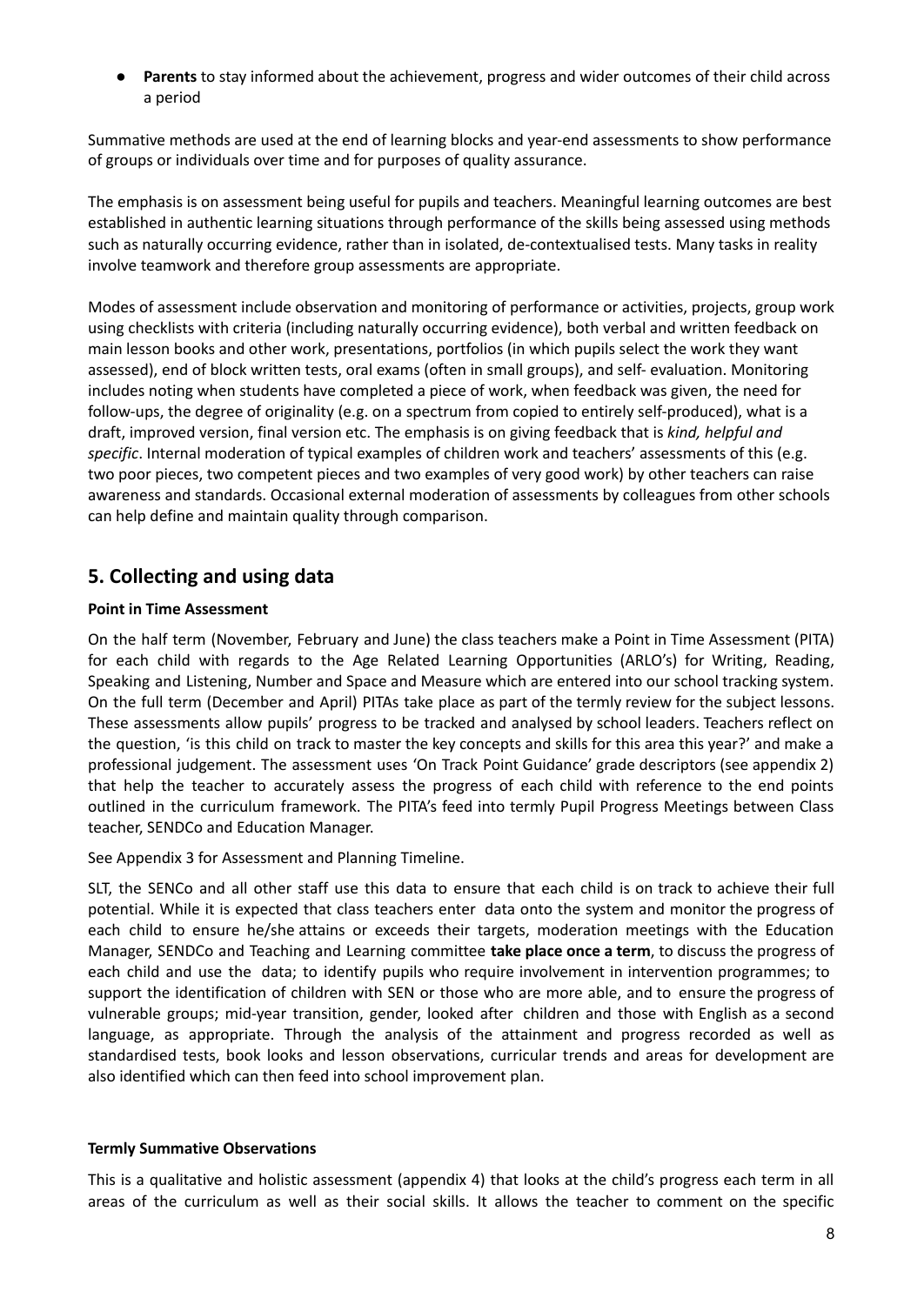- **Parents** to stay informed about the achievement, progress and wider outcomes of their child across a period

Summative methods are used at the end of learning blocks and year-end assessments to show performance of groups or individuals over time and for purposes of quality assurance.

The emphasis is on assessment being useful for pupils and teachers. Meaningful learning outcomes are best established in authentic learning situations through performance of the skills being assessed using methods such as naturally occurring evidence, rather than in isolated, de-contextualised tests. Many tasks in reality involve teamwork and therefore group assessments are appropriate.

Modes of assessment include observation and monitoring of performance or activities, projects, group work using checklists with criteria (including naturally occurring evidence), both verbal and written feedback on main lesson books and other work, presentations, portfolios (in which pupils select the work they want assessed), end of block written tests, oral exams (often in small groups), and self- evaluation. Monitoring includes noting when students have completed a piece of work, when feedback was given, the need for follow-ups, the degree of originality (e.g. on a spectrum from copied to entirely self-produced), what is a draft, improved version, final version etc. The emphasis is on giving feedback that is *kind, helpful and specific*. Internal moderation of typical examples of children work and teachers' assessments of this (e.g. two poor pieces, two competent pieces and two examples of very good work) by other teachers can raise awareness and standards. Occasional external moderation of assessments by colleagues from other schools can help define and maintain quality through comparison.

## 5. Collecting and using data

**Point in Time Assessment**

On the half term (November, February and June) the class teachers make a Point in Time Assessment (PITA) for each child with regards to the Age Related Learning Opportunities (ARLO's) for Writing, Reading, Speaking and Listening, Number and Space and Measure which are entered into our school tracking system. On the full term (December and April) PITAs take place as part of the termly review for the subject lessons. These assessments allow pupils' progress to be tracked and analysed by school leaders. Teachers reflect on the question, 'is this child on track to master the key concepts and skills for this area this year?' and make a professional judgement. The assessment uses 'On Track Point Guidance' grade descriptors (see appendix 2) that help the teacher to accurately assess the progress of each child with reference to the end points outlined in the curriculum framework. The PITA's feed into termly Pupil Progress Meetings between Class teacher, SENDCo and Education Manager.

See Appendix 3 for Assessment and Planning Timeline.

SLT, the SENCo and all other staff use this data to ensure that each child is on track to achieve their full potential. While it is expected that class teachers enter data onto the system and monitor the progress of each child to ensure he/she attains or exceeds their targets, moderation meetings with the Education Manager, SENDCo and Teaching and Learning committee **take place once a term**, to discuss the progress of each child and use the data; to identify pupils who require involvement in intervention programmes; to support the identification of children with SEN or those who are more able, and to ensure the progress of vulnerable groups; mid-year transition, gender, looked after children and those with English as a second language, as appropriate. Through the analysis of the attainment and progress recorded as well as standardised tests, book looks and lesson observations, curricular trends and areas for development are also identified which can then feed into school improvement plan.

**Termly Summative Observations**

This is a qualitative and holistic assessment (appendix 4) that looks at the child's progress each term in all areas of the curriculum as well as their social skills. It allows the teacher to comment on the specific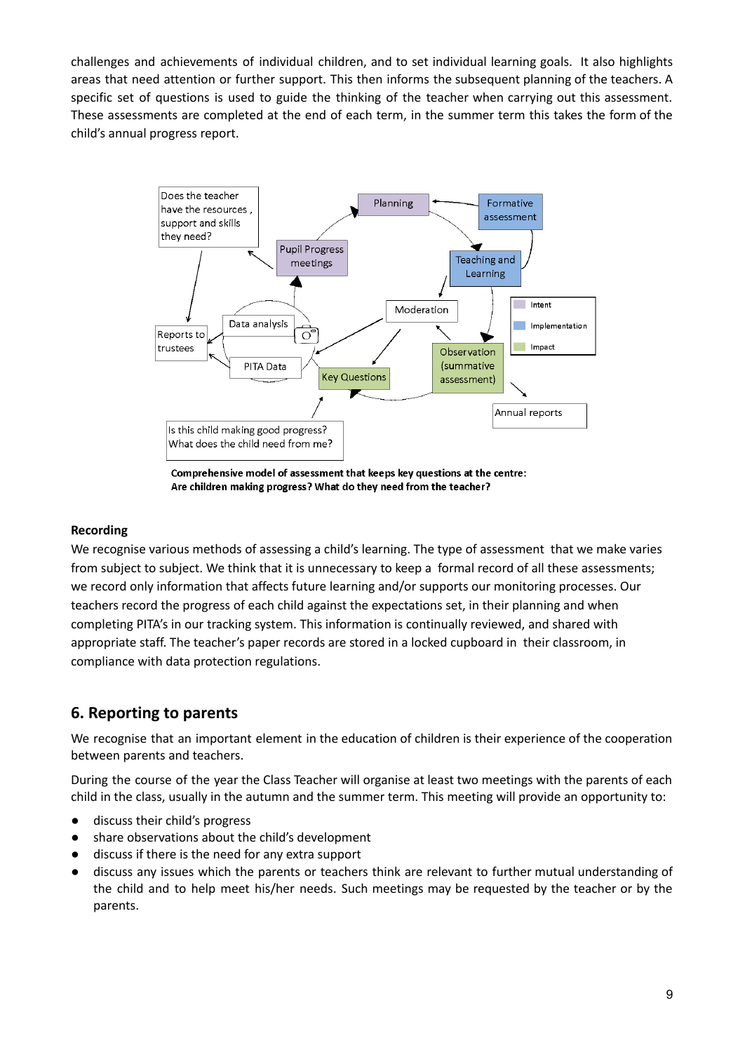challenges and achievements of individual children, and to set individual learning goals. It also highlights areas that need attention or further support. This then informs the subsequent planning of the teachers. A specific set of questions is used to guide the thinking of the teacher when carrying out this assessment. These assessments are completed at the end of each term, in the summer term this takes the form of the child's annual progress report.

**Comprehensive model of assessment that keeps key questions at the centre: Are children making progress? What do they need from the teacher?**

#### Recording

We recognise various methods of assessing a child's learning. The type of assessment that we make varies from subject to subject. We think that it is unnecessary to keep a formal record of all these assessments; we record only information that affects future learning and/or supports our monitoring processes. Our teachers record the progress of each child against the expectations set, in their planning and when completing PITA's in our tracking system. This information is continually reviewed, and shared with appropriate staff. The teacher's paper records are stored in a locked cupboard in their classroom, in compliance with data protection regulations.

## 6. Reporting to parents

We recognise that an important element in the education of children is their experience of the cooperation between parents and teachers.

During the course of the year the Class Teacher will organise at least two meetings with the parents of each child in the class, usually in the autumn and the summer term. This meeting will provide an opportunity to:

- discuss their child's progress
- share observations about the child's development
- discuss if there is the need for any extra support
- discuss any issues which the parents or teachers think are relevant to further mutual understanding of the child and to help meet his/her needs. Such meetings may be requested by the teacher or by the parents.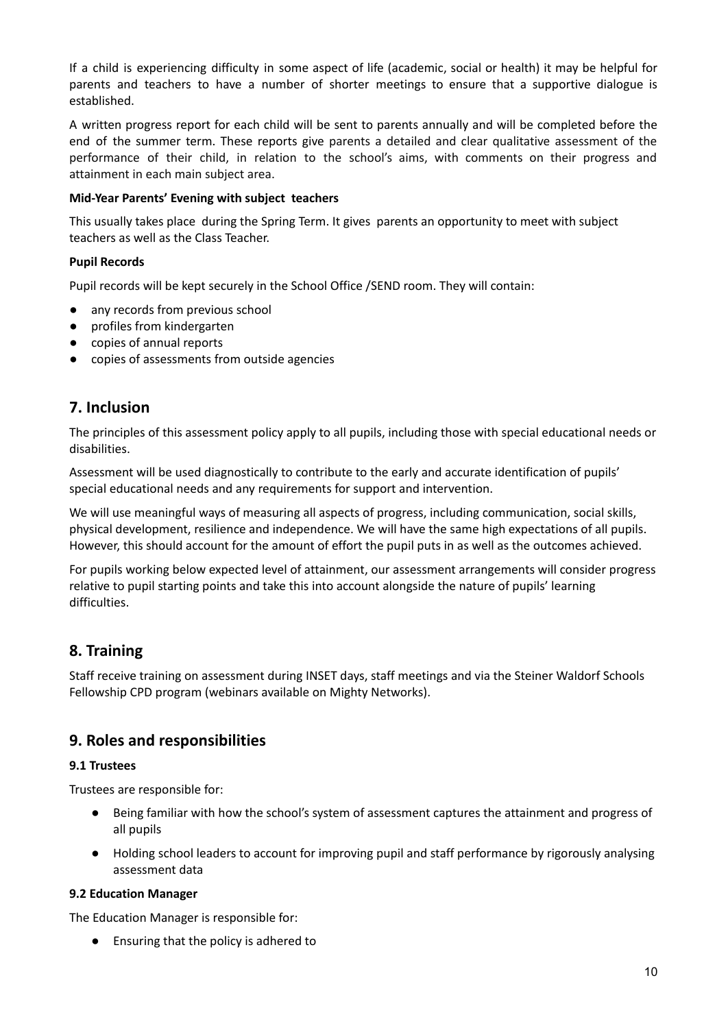If a child is experiencing difficulty in some aspect of life (academic, social or health) it may be helpful for parents and teachers to have a number of shorter meetings to ensure that a supportive dialogue is established.

A written progress report for each child will be sent to parents annually and will be completed before the end of the summer term. These reports give parents a detailed and clear qualitative assessment of the performance of their child, in relation to the school's aims, with comments on their progress and attainment in each main subject area.

**Mid-Year Parents' Evening with subject teachers**

This usually takes place during the Spring Term. It gives parents an opportunity to meet with subject teachers as well as the Class Teacher.

**Pupil Records**

Pupil records will be kept securely in the School Office /SEND room. They will contain:

- any records from previous school
- profiles from kindergarten
- copies of annual reports
- copies of assessments from outside agencies

## 7. Inclusion

The principles of this assessment policy apply to all pupils, including those with special educational needs or disabilities.

Assessment will be used diagnostically to contribute to the early and accurate identification of pupils' special educational needs and any requirements for support and intervention.

We will use meaningful ways of measuring all aspects of progress, including communication, social skills, physical development, resilience and independence. We will have the same high expectations of all pupils. However, this should account for the amount of effort the pupil puts in as well as the outcomes achieved.

For pupils working below expected level of attainment, our assessment arrangements will consider progress relative to pupil starting points and take this into account alongside the nature of pupils' learning difficulties.

## 8. Training

Staff receive training on assessment during INSET days, staff meetings and via the Steiner Waldorf Schools Fellowship CPD program (webinars available on Mighty Networks).

## 9. Roles and responsibilities

**9.1 Trustees**

Trustees are responsible for:

- Being familiar with how the school's system of assessment captures the attainment and progress of all pupils
- Holding school leaders to account for improving pupil and staff performance by rigorously analysing assessment data

**9.2 Education Manager**

The Education Manager is responsible for:

- Ensuring that the policy is adhered to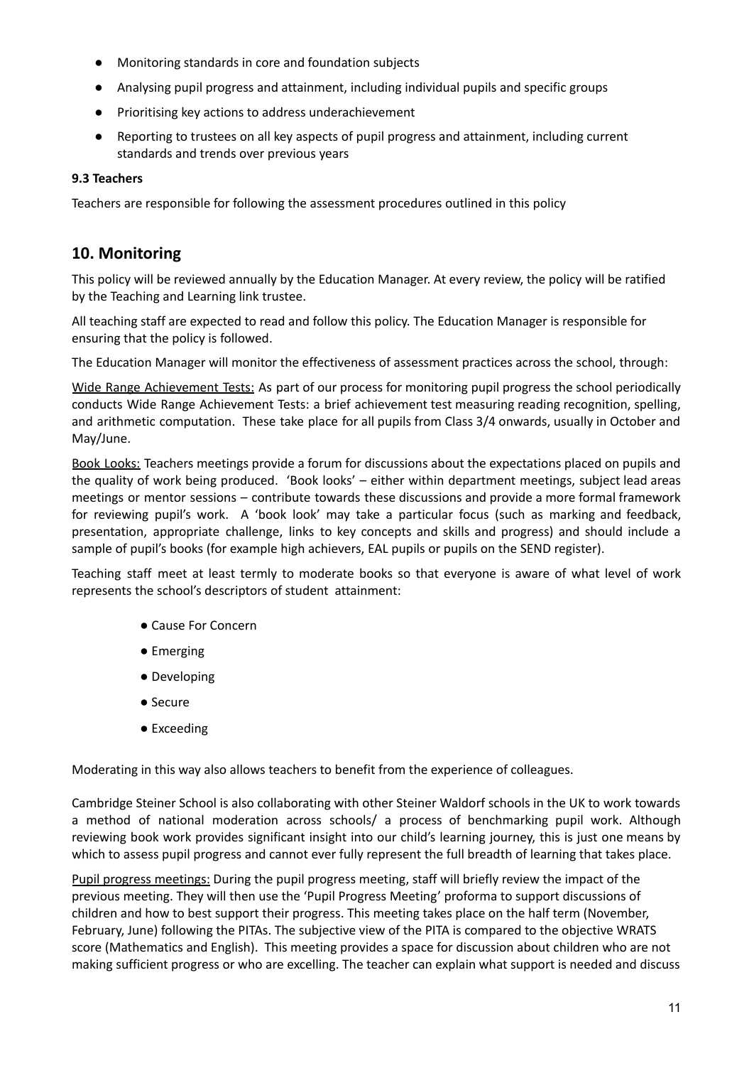- Monitoring standards in core and foundation subjects
- Analysing pupil progress and attainment, including individual pupils and specific groups
- Prioritising key actions to address underachievement
- Reporting to trustees on all key aspects of pupil progress and attainment, including current standards and trends over previous years

**9.3 Teachers**

Teachers are responsible for following the assessment procedures outlined in this policy

## 10. Monitoring

This policy will be reviewed annually by the Education Manager. At every review, the policy will be ratified by the Teaching and Learning link trustee.

All teaching staff are expected to read and follow this policy. The Education Manager is responsible for ensuring that the policy is followed.

The Education Manager will monitor the effectiveness of assessment practices across the school, through:

Wide Range Achievement Tests: As part of our process for monitoring pupil progress the school periodically conducts Wide Range Achievement Tests: a brief achievement test measuring reading recognition, spelling, and arithmetic computation. These take place for all pupils from Class 3/4 onwards, usually in October and May/June.

Book Looks: Teachers meetings provide a forum for discussions about the expectations placed on pupils and the quality of work being produced. 'Book looks' – either within department meetings, subject lead areas meetings or mentor sessions – contribute towards these discussions and provide a more formal framework for reviewing pupil's work. A 'book look' may take a particular focus (such as marking and feedback, presentation, appropriate challenge, links to key concepts and skills and progress) and should include a sample of pupil's books (for example high achievers, EAL pupils or pupils on the SEND register).

Teaching staff meet at least termly to moderate books so that everyone is aware of what level of work represents the school's descriptors of student attainment:

- Cause For Concern
- Emerging
- Developing
- Secure
- Exceeding

Moderating in this way also allows teachers to benefit from the experience of colleagues.

Cambridge Steiner School is also collaborating with other Steiner Waldorf schools in the UK to work towards a method of national moderation across schools/ a process of benchmarking pupil work. Although reviewing book work provides significant insight into our child's learning journey, this is just one means by which to assess pupil progress and cannot ever fully represent the full breadth of learning that takes place.

Pupil progress meetings: During the pupil progress meeting, staff will briefly review the impact of the previous meeting. They will then use the 'Pupil Progress Meeting' proforma to support discussions of children and how to best support their progress. This meeting takes place on the half term (November, February, June) following the PITAs. The subjective view of the PITA is compared to the objective WRATS score (Mathematics and English). This meeting provides a space for discussion about children who are not making sufficient progress or who are excelling. The teacher can explain what support is needed and discuss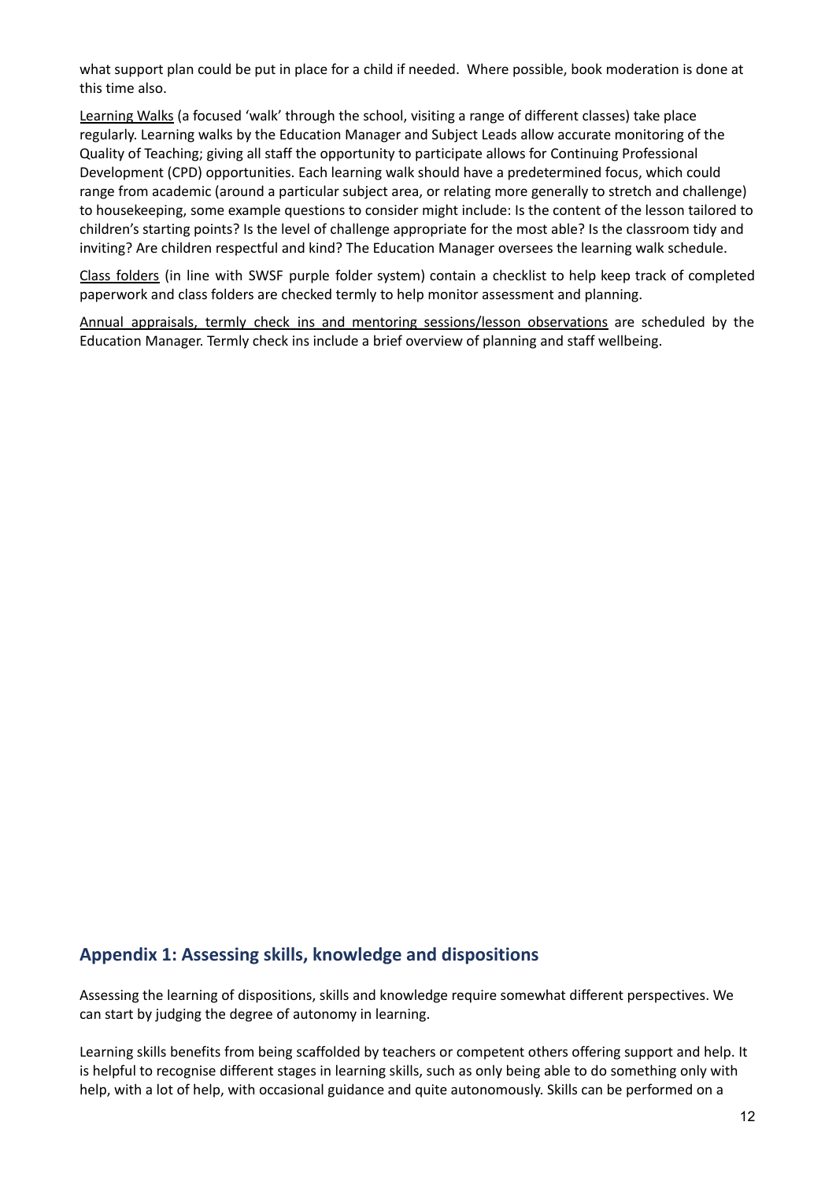what support plan could be put in place for a child if needed. Where possible, book moderation is done at this time also.

Learning Walks (a focused 'walk' through the school, visiting a range of different classes) take place regularly. Learning walks by the Education Manager and Subject Leads allow accurate monitoring of the Quality of Teaching; giving all staff the opportunity to participate allows for Continuing Professional Development (CPD) opportunities. Each learning walk should have a predetermined focus, which could range from academic (around a particular subject area, or relating more generally to stretch and challenge) to housekeeping, some example questions to consider might include: Is the content of the lesson tailored to children's starting points? Is the level of challenge appropriate for the most able? Is the classroom tidy and inviting? Are children respectful and kind? The Education Manager oversees the learning walk schedule.

Class folders (in line with SWSF purple folder system) contain a checklist to help keep track of completed paperwork and class folders are checked termly to help monitor assessment and planning.

Annual appraisals, termly check ins and mentoring sessions/lesson observations are scheduled by the Education Manager. Termly check ins include a brief overview of planning and staff wellbeing.

## Appendix 1: Assessing skills, knowledge and dispositions

Assessing the learning of dispositions, skills and knowledge require somewhat different perspectives. We can start by judging the degree of autonomy in learning.

Learning skills benefits from being scaffolded by teachers or competent others offering support and help. It is helpful to recognise different stages in learning skills, such as only being able to do something only with help, with a lot of help, with occasional guidance and quite autonomously. Skills can be performed on a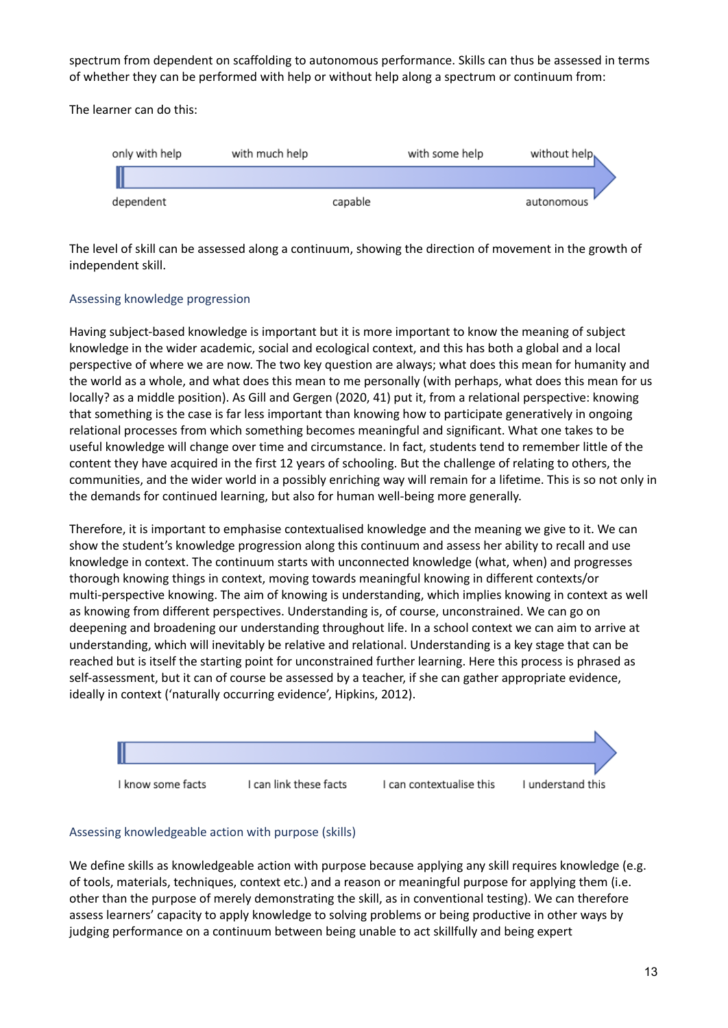spectrum from dependent on scaffolding to autonomous performance. Skills can thus be assessed in terms of whether they can be performed with help or without help along a spectrum or continuum from:

The learner can do this:

only with help — with much help — with some help — without help

dependent — capable — autonomous

The level of skill can be assessed along a continuum, showing the direction of movement in the growth of independent skill.

### Assessing knowledge progression

Having subject-based knowledge is important but it is more important to know the meaning of subject knowledge in the wider academic, social and ecological context, and this has both a global and a local perspective of where we are now. The two key question are always; what does this mean for humanity and the world as a whole, and what does this mean to me personally (with perhaps, what does this mean for us locally? as a middle position). As Gill and Gergen (2020, 41) put it, from a relational perspective: knowing that something is the case is far less important than knowing how to participate generatively in ongoing relational processes from which something becomes meaningful and significant. What one takes to be useful knowledge will change over time and circumstance. In fact, students tend to remember little of the content they have acquired in the first 12 years of schooling. But the challenge of relating to others, the communities, and the wider world in a possibly enriching way will remain for a lifetime. This is so not only in the demands for continued learning, but also for human well-being more generally.

Therefore, it is important to emphasise contextualised knowledge and the meaning we give to it. We can show the student's knowledge progression along this continuum and assess her ability to recall and use knowledge in context. The continuum starts with unconnected knowledge (what, when) and progresses thorough knowing things in context, moving towards meaningful knowing in different contexts/or multi-perspective knowing. The aim of knowing is understanding, which implies knowing in context as well as knowing from different perspectives. Understanding is, of course, unconstrained. We can go on deepening and broadening our understanding throughout life. In a school context we can aim to arrive at understanding, which will inevitably be relative and relational. Understanding is a key stage that can be reached but is itself the starting point for unconstrained further learning. Here this process is phrased as self-assessment, but it can of course be assessed by a teacher, if she can gather appropriate evidence, ideally in context ('naturally occurring evidence', Hipkins, 2012).

I know some facts — I can link these facts — I can contextualise this — I understand this

### Assessing knowledgeable action with purpose (skills)

We define skills as knowledgeable action with purpose because applying any skill requires knowledge (e.g. of tools, materials, techniques, context etc.) and a reason or meaningful purpose for applying them (i.e. other than the purpose of merely demonstrating the skill, as in conventional testing). We can therefore assess learners' capacity to apply knowledge to solving problems or being productive in other ways by judging performance on a continuum between being unable to act skillfully and being expert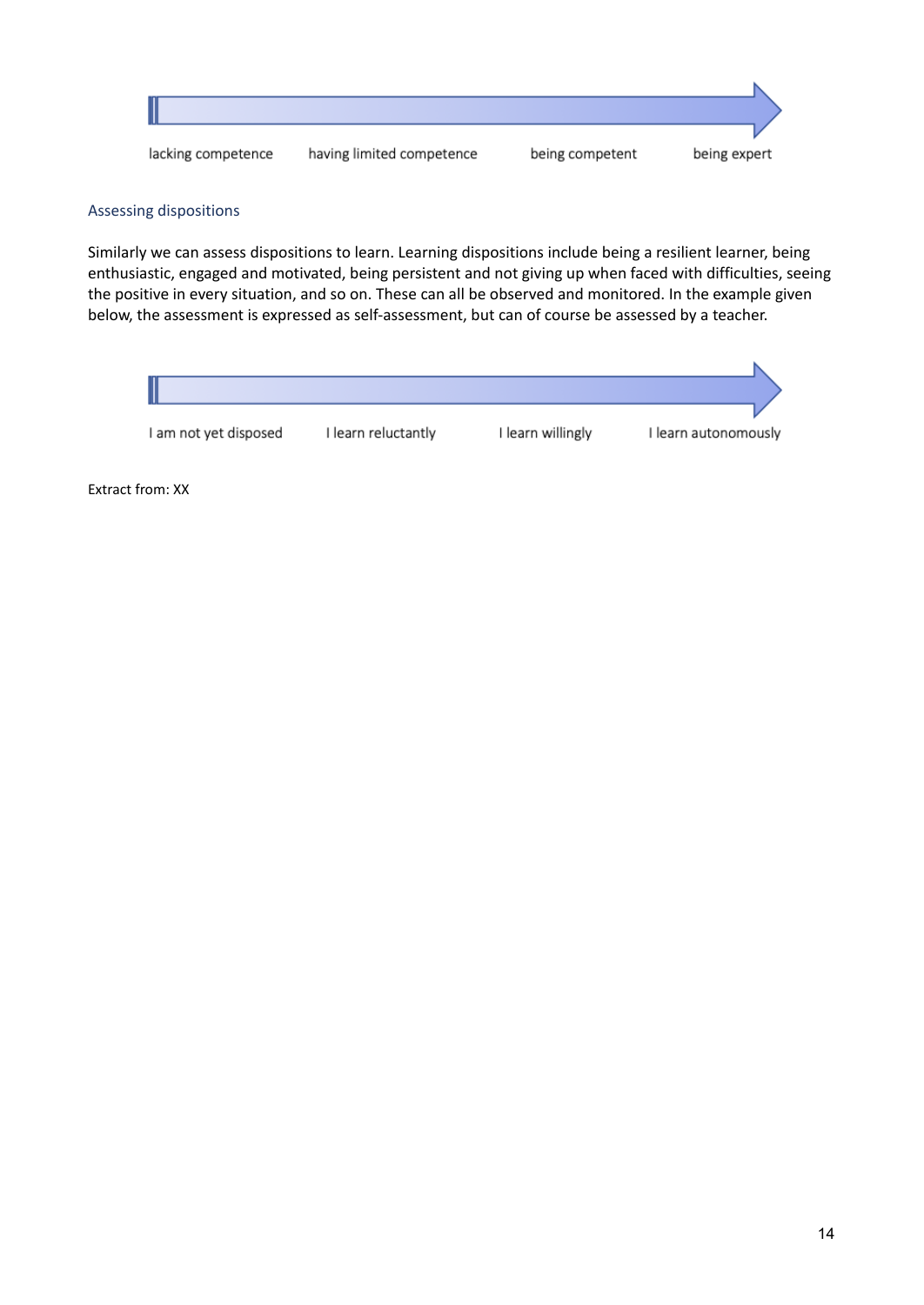lacking competence | having limited competence | being competent | being expert

### Assessing dispositions

Similarly we can assess dispositions to learn. Learning dispositions include being a resilient learner, being enthusiastic, engaged and motivated, being persistent and not giving up when faced with difficulties, seeing the positive in every situation, and so on. These can all be observed and monitored. In the example given below, the assessment is expressed as self-assessment, but can of course be assessed by a teacher.

I am not yet disposed | I learn reluctantly | I learn willingly | I learn autonomously

Extract from: XX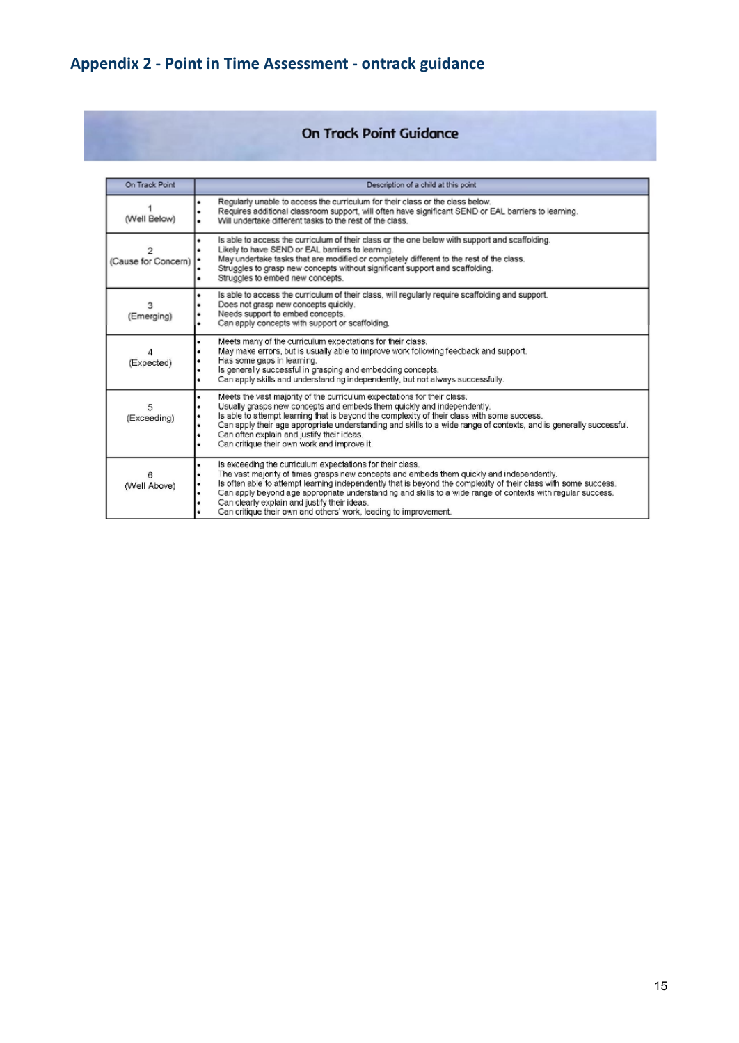## Appendix 2 - Point in Time Assessment - ontrack guidance

### On Track Point Guidance

| On Track Point | Description of a child at this point |
|---|---|
| 1 (Well Below) | • Regularly unable to access the curriculum for their class or the class below.<br>• Requires additional classroom support, will often have significant SEND or EAL barriers to learning.<br>• Will undertake different tasks to the rest of the class. |
| 2 (Cause for Concern) | • Is able to access the curriculum of their class or the one below with support and scaffolding.<br>• Likely to have SEND or EAL barriers to learning.<br>• May undertake tasks that are modified or completely different to the rest of the class.<br>• Struggles to grasp new concepts without significant support and scaffolding.<br>• Struggles to embed new concepts. |
| 3 (Emerging) | • Is able to access the curriculum of their class, will regularly require scaffolding and support.<br>• Does not grasp new concepts quickly.<br>• Needs support to embed concepts.<br>• Can apply concepts with support or scaffolding. |
| 4 (Expected) | • Meets many of the curriculum expectations for their class.<br>• May make errors, but is usually able to improve work following feedback and support.<br>• Has some gaps in learning.<br>• Is generally successful in grasping and embedding concepts.<br>• Can apply skills and understanding independently, but not always successfully. |
| 5 (Exceeding) | • Meets the vast majority of the curriculum expectations for their class.<br>• Usually grasps new concepts and embeds them quickly and independently.<br>• Is able to attempt learning that is beyond the complexity of their class with some success.<br>• Can apply their age appropriate understanding and skills to a wide range of contexts, and is generally successful.<br>• Can often explain and justify their ideas.<br>• Can critique their own work and improve it. |
| 6 (Well Above) | • Is exceeding the curriculum expectations for their class.<br>• The vast majority of times grasps new concepts and embeds them quickly and independently.<br>• Is often able to attempt learning independently that is beyond the complexity of their class with some success.<br>• Can apply beyond age appropriate understanding and skills to a wide range of contexts with regular success.<br>• Can clearly explain and justify their ideas.<br>• Can critique their own and others' work, leading to improvement. |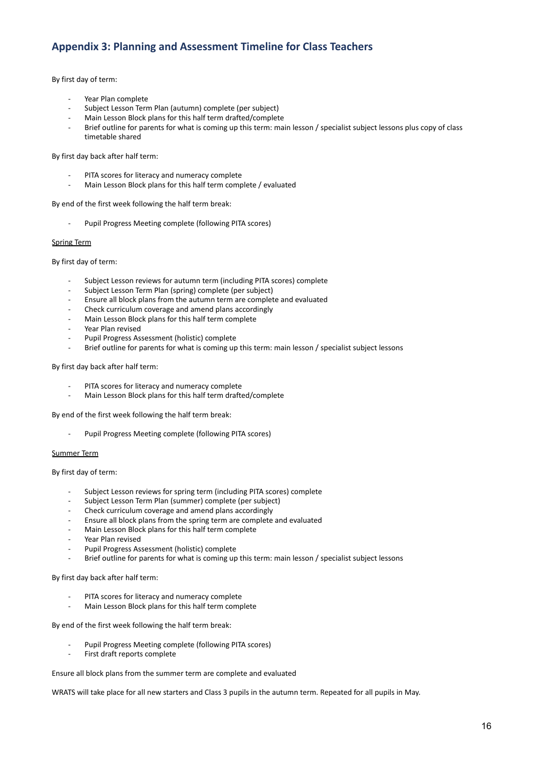## Appendix 3: Planning and Assessment Timeline for Class Teachers

By first day of term:

- Year Plan complete
- Subject Lesson Term Plan (autumn) complete (per subject)
- Main Lesson Block plans for this half term drafted/complete
- Brief outline for parents for what is coming up this term: main lesson / specialist subject lessons plus copy of class timetable shared

By first day back after half term:

- PITA scores for literacy and numeracy complete
- Main Lesson Block plans for this half term complete / evaluated

By end of the first week following the half term break:

- Pupil Progress Meeting complete (following PITA scores)

<u>Spring Term</u>

By first day of term:

- Subject Lesson reviews for autumn term (including PITA scores) complete
- Subject Lesson Term Plan (spring) complete (per subject)
- Ensure all block plans from the autumn term are complete and evaluated
- Check curriculum coverage and amend plans accordingly
- Main Lesson Block plans for this half term complete
- Year Plan revised
- Pupil Progress Assessment (holistic) complete
- Brief outline for parents for what is coming up this term: main lesson / specialist subject lessons

By first day back after half term:

- PITA scores for literacy and numeracy complete
- Main Lesson Block plans for this half term drafted/complete

By end of the first week following the half term break:

- Pupil Progress Meeting complete (following PITA scores)

<u>Summer Term</u>

By first day of term:

- Subject Lesson reviews for spring term (including PITA scores) complete
- Subject Lesson Term Plan (summer) complete (per subject)
- Check curriculum coverage and amend plans accordingly
- Ensure all block plans from the spring term are complete and evaluated
- Main Lesson Block plans for this half term complete
- Year Plan revised
- Pupil Progress Assessment (holistic) complete
- Brief outline for parents for what is coming up this term: main lesson / specialist subject lessons

By first day back after half term:

- PITA scores for literacy and numeracy complete
- Main Lesson Block plans for this half term complete

By end of the first week following the half term break:

- Pupil Progress Meeting complete (following PITA scores)
- First draft reports complete

Ensure all block plans from the summer term are complete and evaluated

WRATS will take place for all new starters and Class 3 pupils in the autumn term. Repeated for all pupils in May.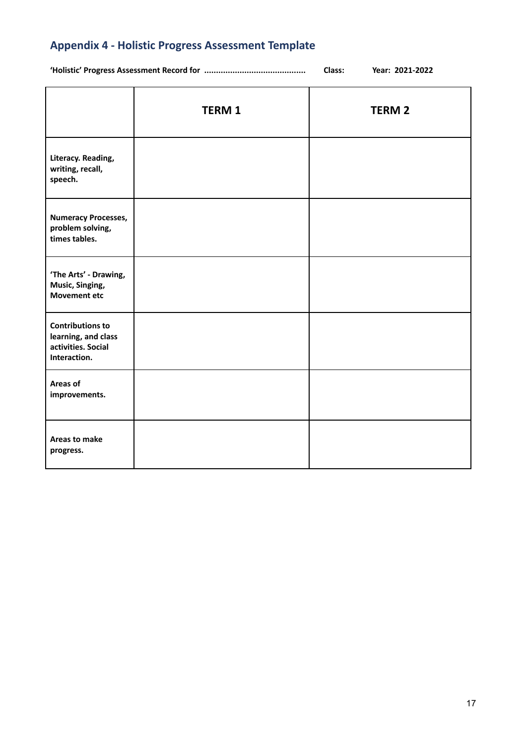## Appendix 4 - Holistic Progress Assessment Template

**'Holistic' Progress Assessment Record for ..........................................  Class:  Year: 2021-2022**

| | **TERM 1** | **TERM 2** |
|---|---|---|
| **Literacy. Reading, writing, recall, speech.** | | |
| **Numeracy Processes, problem solving, times tables.** | | |
| **'The Arts' - Drawing, Music, Singing, Movement etc** | | |
| **Contributions to learning, and class activities. Social Interaction.** | | |
| **Areas of improvements.** | | |
| **Areas to make progress.** | | |